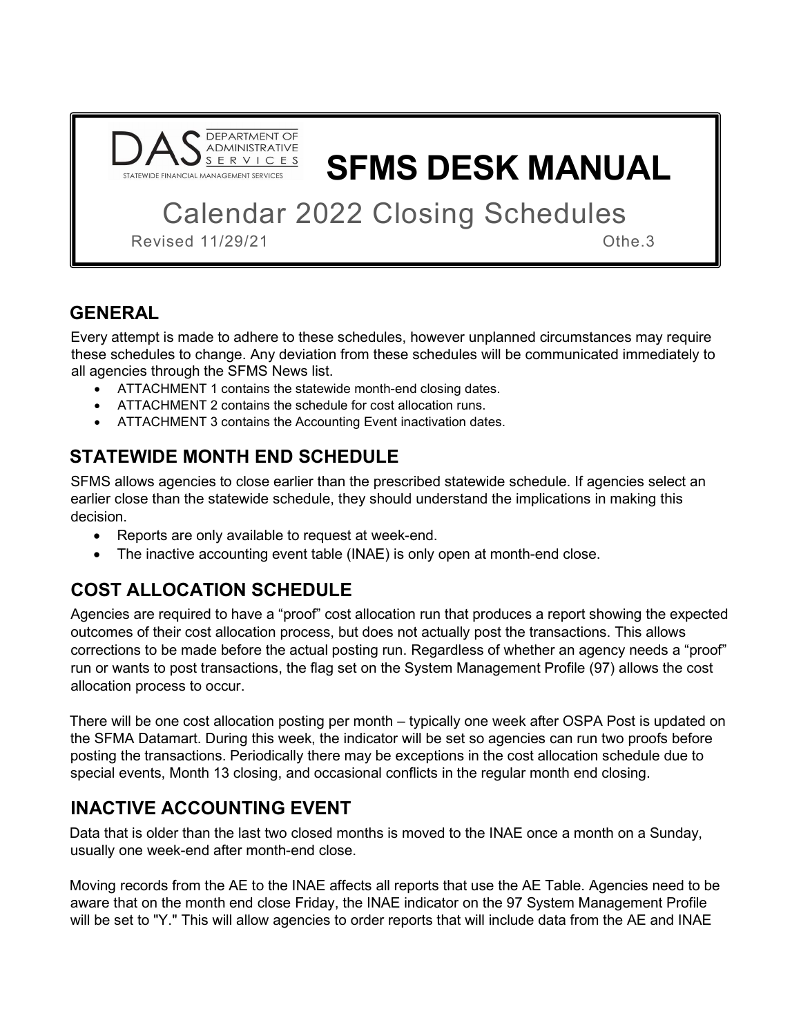# SFMS DESK MANUAL

DAS — DEPARTMENT OF ADMINISTRATIVE SERVICES — STATEWIDE FINANCIAL MANAGEMENT SERVICES

## Calendar 2022 Closing Schedules

Revised 11/29/21 Othe.3

## GENERAL

Every attempt is made to adhere to these schedules, however unplanned circumstances may require these schedules to change. Any deviation from these schedules will be communicated immediately to all agencies through the SFMS News list.

- ATTACHMENT 1 contains the statewide month-end closing dates.
- ATTACHMENT 2 contains the schedule for cost allocation runs.
- ATTACHMENT 3 contains the Accounting Event inactivation dates.

## STATEWIDE MONTH END SCHEDULE

SFMS allows agencies to close earlier than the prescribed statewide schedule. If agencies select an earlier close than the statewide schedule, they should understand the implications in making this decision.

- Reports are only available to request at week-end.
- The inactive accounting event table (INAE) is only open at month-end close.

## COST ALLOCATION SCHEDULE

Agencies are required to have a "proof" cost allocation run that produces a report showing the expected outcomes of their cost allocation process, but does not actually post the transactions. This allows corrections to be made before the actual posting run. Regardless of whether an agency needs a "proof" run or wants to post transactions, the flag set on the System Management Profile (97) allows the cost allocation process to occur.

There will be one cost allocation posting per month – typically one week after OSPA Post is updated on the SFMA Datamart. During this week, the indicator will be set so agencies can run two proofs before posting the transactions. Periodically there may be exceptions in the cost allocation schedule due to special events, Month 13 closing, and occasional conflicts in the regular month end closing.

## INACTIVE ACCOUNTING EVENT

Data that is older than the last two closed months is moved to the INAE once a month on a Sunday, usually one week-end after month-end close.

Moving records from the AE to the INAE affects all reports that use the AE Table. Agencies need to be aware that on the month end close Friday, the INAE indicator on the 97 System Management Profile will be set to "Y." This will allow agencies to order reports that will include data from the AE and INAE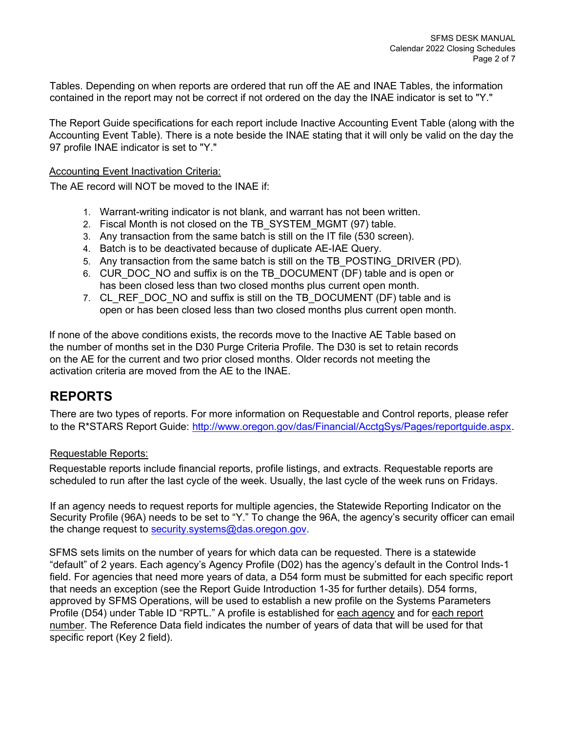Tables. Depending on when reports are ordered that run off the AE and INAE Tables, the information contained in the report may not be correct if not ordered on the day the INAE indicator is set to "Y."

The Report Guide specifications for each report include Inactive Accounting Event Table (along with the Accounting Event Table). There is a note beside the INAE stating that it will only be valid on the day the 97 profile INAE indicator is set to "Y."

Accounting Event Inactivation Criteria:

The AE record will NOT be moved to the INAE if:

1. Warrant-writing indicator is not blank, and warrant has not been written.
2. Fiscal Month is not closed on the TB_SYSTEM_MGMT (97) table.
3. Any transaction from the same batch is still on the IT file (530 screen).
4. Batch is to be deactivated because of duplicate AE-IAE Query.
5. Any transaction from the same batch is still on the TB_POSTING_DRIVER (PD).
6. CUR_DOC_NO and suffix is on the TB_DOCUMENT (DF) table and is open or has been closed less than two closed months plus current open month.
7. CL_REF_DOC_NO and suffix is still on the TB_DOCUMENT (DF) table and is open or has been closed less than two closed months plus current open month.

If none of the above conditions exists, the records move to the Inactive AE Table based on the number of months set in the D30 Purge Criteria Profile. The D30 is set to retain records on the AE for the current and two prior closed months. Older records not meeting the activation criteria are moved from the AE to the INAE.

## REPORTS

There are two types of reports. For more information on Requestable and Control reports, please refer to the R*STARS Report Guide: http://www.oregon.gov/das/Financial/AcctgSys/Pages/reportguide.aspx.

Requestable Reports:

Requestable reports include financial reports, profile listings, and extracts. Requestable reports are scheduled to run after the last cycle of the week. Usually, the last cycle of the week runs on Fridays.

If an agency needs to request reports for multiple agencies, the Statewide Reporting Indicator on the Security Profile (96A) needs to be set to "Y." To change the 96A, the agency's security officer can email the change request to security.systems@das.oregon.gov.

SFMS sets limits on the number of years for which data can be requested. There is a statewide "default" of 2 years. Each agency's Agency Profile (D02) has the agency's default in the Control Inds-1 field. For agencies that need more years of data, a D54 form must be submitted for each specific report that needs an exception (see the Report Guide Introduction 1-35 for further details). D54 forms, approved by SFMS Operations, will be used to establish a new profile on the Systems Parameters Profile (D54) under Table ID "RPTL." A profile is established for each agency and for each report number. The Reference Data field indicates the number of years of data that will be used for that specific report (Key 2 field).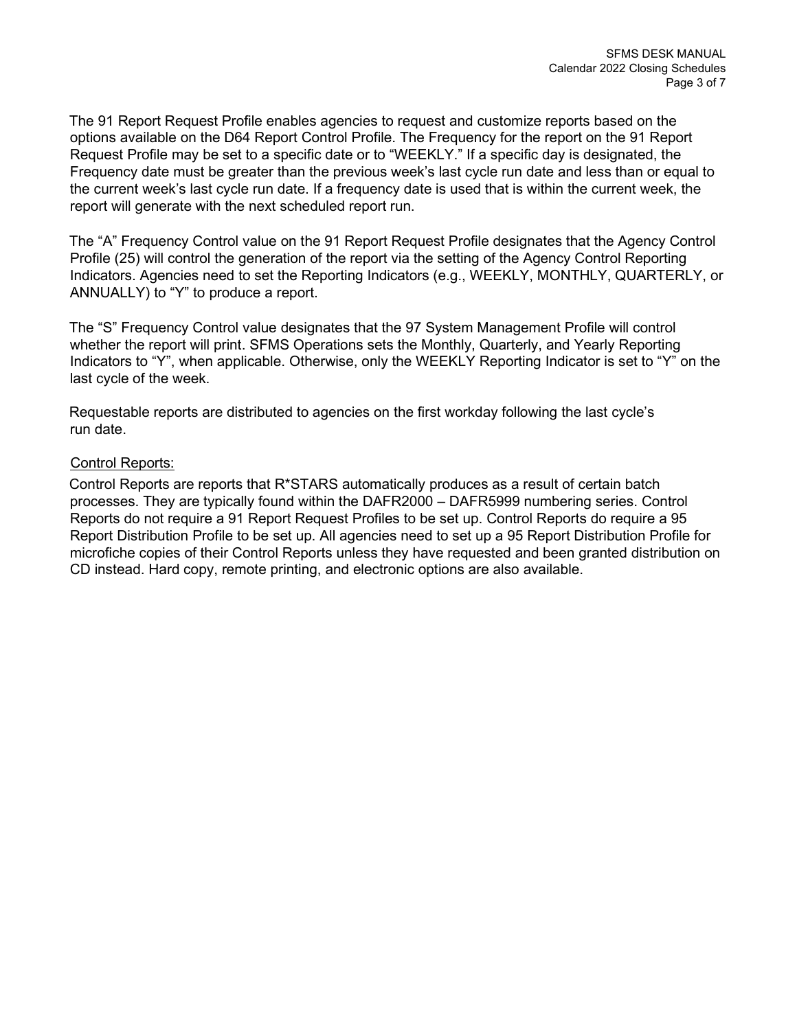The 91 Report Request Profile enables agencies to request and customize reports based on the options available on the D64 Report Control Profile. The Frequency for the report on the 91 Report Request Profile may be set to a specific date or to "WEEKLY." If a specific day is designated, the Frequency date must be greater than the previous week's last cycle run date and less than or equal to the current week's last cycle run date. If a frequency date is used that is within the current week, the report will generate with the next scheduled report run.

The "A" Frequency Control value on the 91 Report Request Profile designates that the Agency Control Profile (25) will control the generation of the report via the setting of the Agency Control Reporting Indicators. Agencies need to set the Reporting Indicators (e.g., WEEKLY, MONTHLY, QUARTERLY, or ANNUALLY) to "Y" to produce a report.

The "S" Frequency Control value designates that the 97 System Management Profile will control whether the report will print. SFMS Operations sets the Monthly, Quarterly, and Yearly Reporting Indicators to "Y", when applicable. Otherwise, only the WEEKLY Reporting Indicator is set to "Y" on the last cycle of the week.

Requestable reports are distributed to agencies on the first workday following the last cycle's run date.

<u>Control Reports:</u>

Control Reports are reports that R*STARS automatically produces as a result of certain batch processes. They are typically found within the DAFR2000 – DAFR5999 numbering series. Control Reports do not require a 91 Report Request Profiles to be set up. Control Reports do require a 95 Report Distribution Profile to be set up. All agencies need to set up a 95 Report Distribution Profile for microfiche copies of their Control Reports unless they have requested and been granted distribution on CD instead. Hard copy, remote printing, and electronic options are also available.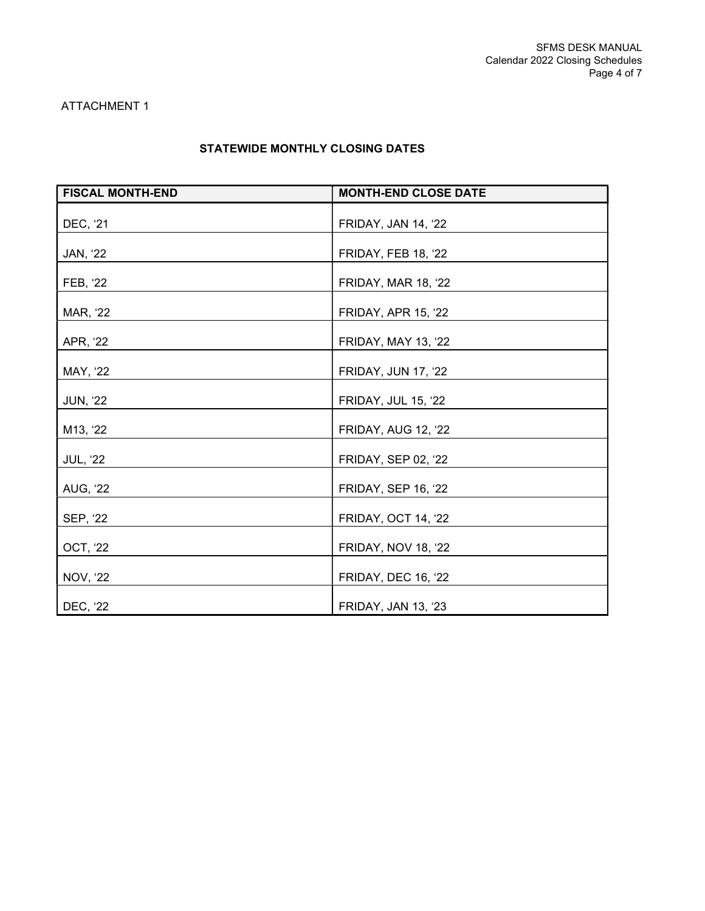ATTACHMENT 1

## STATEWIDE MONTHLY CLOSING DATES

| FISCAL MONTH-END | MONTH-END CLOSE DATE |
|---|---|
| DEC, '21 | FRIDAY, JAN 14, '22 |
| JAN, '22 | FRIDAY, FEB 18, '22 |
| FEB, '22 | FRIDAY, MAR 18, '22 |
| MAR, '22 | FRIDAY, APR 15, '22 |
| APR, '22 | FRIDAY, MAY 13, '22 |
| MAY, '22 | FRIDAY, JUN 17, '22 |
| JUN, '22 | FRIDAY, JUL 15, '22 |
| M13, '22 | FRIDAY, AUG 12, '22 |
| JUL, '22 | FRIDAY, SEP 02, '22 |
| AUG, '22 | FRIDAY, SEP 16, '22 |
| SEP, '22 | FRIDAY, OCT 14, '22 |
| OCT, '22 | FRIDAY, NOV 18, '22 |
| NOV, '22 | FRIDAY, DEC 16, '22 |
| DEC, '22 | FRIDAY, JAN 13, '23 |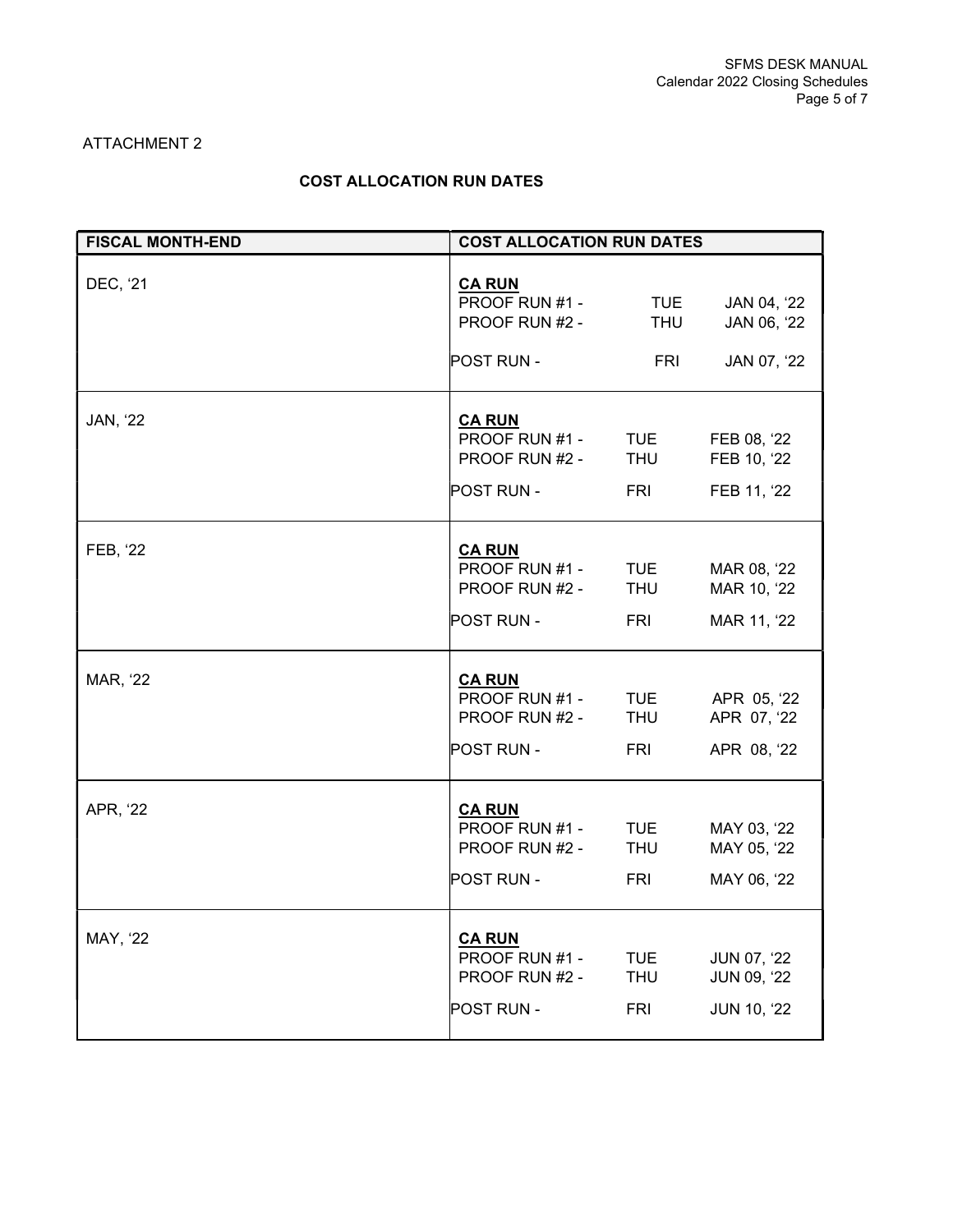ATTACHMENT 2

## COST ALLOCATION RUN DATES

| FISCAL MONTH-END | COST ALLOCATION RUN DATES |
| --- | --- |
| DEC, '21 | **CA RUN**<br>PROOF RUN #1 - TUE JAN 04, '22<br>PROOF RUN #2 - THU JAN 06, '22<br>POST RUN - FRI JAN 07, '22 |
| JAN, '22 | **CA RUN**<br>PROOF RUN #1 - TUE FEB 08, '22<br>PROOF RUN #2 - THU FEB 10, '22<br>POST RUN - FRI FEB 11, '22 |
| FEB, '22 | **CA RUN**<br>PROOF RUN #1 - TUE MAR 08, '22<br>PROOF RUN #2 - THU MAR 10, '22<br>POST RUN - FRI MAR 11, '22 |
| MAR, '22 | **CA RUN**<br>PROOF RUN #1 - TUE APR 05, '22<br>PROOF RUN #2 - THU APR 07, '22<br>POST RUN - FRI APR 08, '22 |
| APR, '22 | **CA RUN**<br>PROOF RUN #1 - TUE MAY 03, '22<br>PROOF RUN #2 - THU MAY 05, '22<br>POST RUN - FRI MAY 06, '22 |
| MAY, '22 | **CA RUN**<br>PROOF RUN #1 - TUE JUN 07, '22<br>PROOF RUN #2 - THU JUN 09, '22<br>POST RUN - FRI JUN 10, '22 |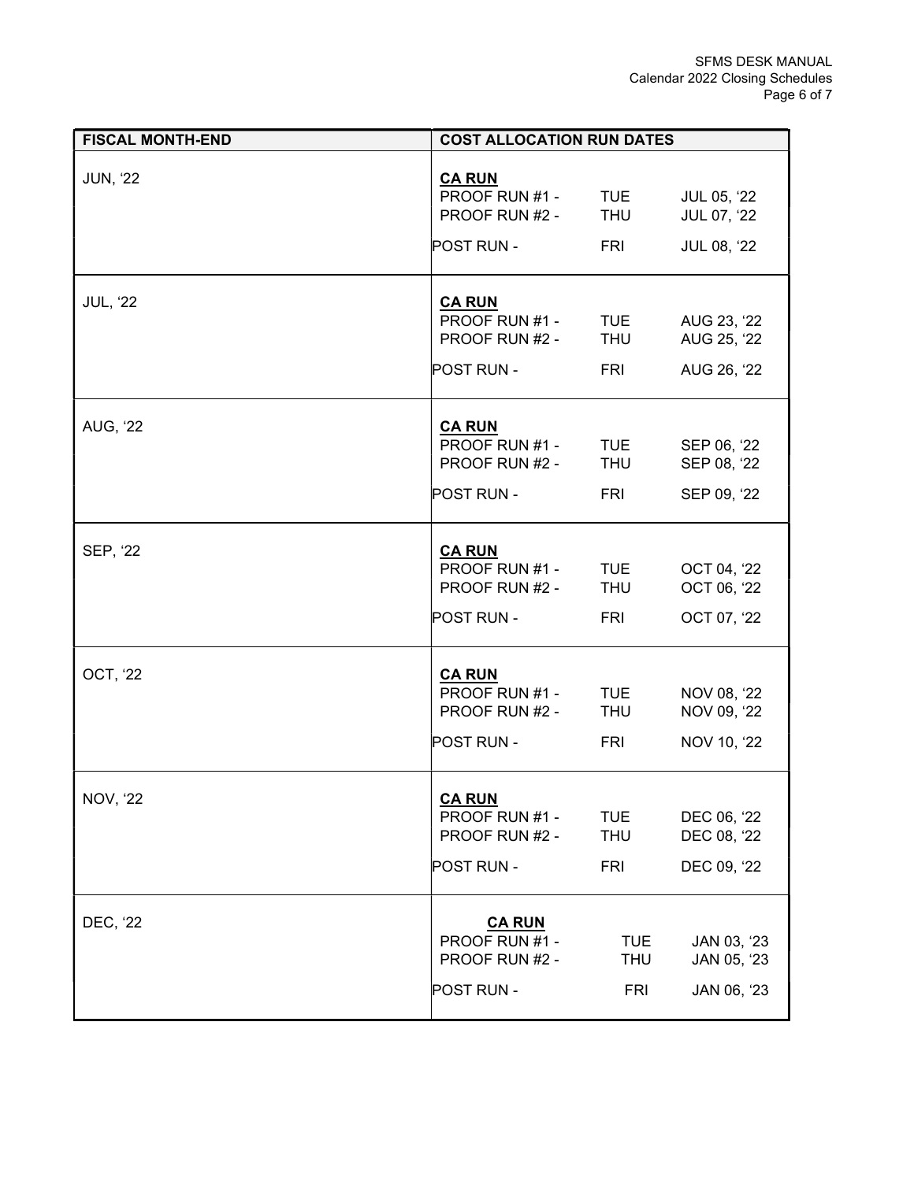| FISCAL MONTH-END | COST ALLOCATION RUN DATES | | |
|---|---|---|---|
| JUN, '22 | **CA RUN** | | |
| | PROOF RUN #1 - | TUE | JUL 05, '22 |
| | PROOF RUN #2 - | THU | JUL 07, '22 |
| | POST RUN - | FRI | JUL 08, '22 |
| JUL, '22 | **CA RUN** | | |
| | PROOF RUN #1 - | TUE | AUG 23, '22 |
| | PROOF RUN #2 - | THU | AUG 25, '22 |
| | POST RUN - | FRI | AUG 26, '22 |
| AUG, '22 | **CA RUN** | | |
| | PROOF RUN #1 - | TUE | SEP 06, '22 |
| | PROOF RUN #2 - | THU | SEP 08, '22 |
| | POST RUN - | FRI | SEP 09, '22 |
| SEP, '22 | **CA RUN** | | |
| | PROOF RUN #1 - | TUE | OCT 04, '22 |
| | PROOF RUN #2 - | THU | OCT 06, '22 |
| | POST RUN - | FRI | OCT 07, '22 |
| OCT, '22 | **CA RUN** | | |
| | PROOF RUN #1 - | TUE | NOV 08, '22 |
| | PROOF RUN #2 - | THU | NOV 09, '22 |
| | POST RUN - | FRI | NOV 10, '22 |
| NOV, '22 | **CA RUN** | | |
| | PROOF RUN #1 - | TUE | DEC 06, '22 |
| | PROOF RUN #2 - | THU | DEC 08, '22 |
| | POST RUN - | FRI | DEC 09, '22 |
| DEC, '22 | **CA RUN** | | |
| | PROOF RUN #1 - | TUE | JAN 03, '23 |
| | PROOF RUN #2 - | THU | JAN 05, '23 |
| | POST RUN - | FRI | JAN 06, '23 |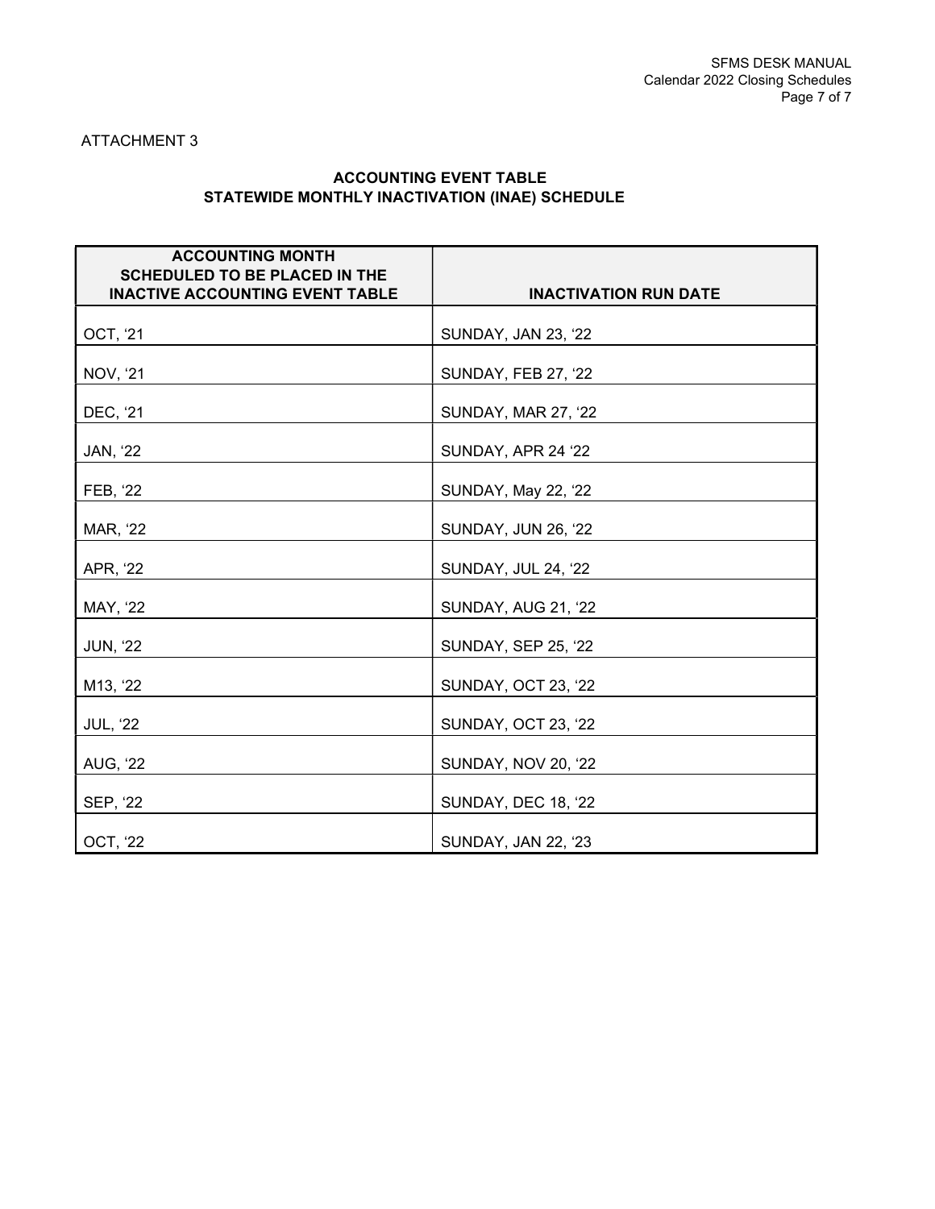ATTACHMENT 3

## ACCOUNTING EVENT TABLE
## STATEWIDE MONTHLY INACTIVATION (INAE) SCHEDULE

| ACCOUNTING MONTH SCHEDULED TO BE PLACED IN THE INACTIVE ACCOUNTING EVENT TABLE | INACTIVATION RUN DATE |
|---|---|
| OCT, '21 | SUNDAY, JAN 23, '22 |
| NOV, '21 | SUNDAY, FEB 27, '22 |
| DEC, '21 | SUNDAY, MAR 27, '22 |
| JAN, '22 | SUNDAY, APR 24 '22 |
| FEB, '22 | SUNDAY, May 22, '22 |
| MAR, '22 | SUNDAY, JUN 26, '22 |
| APR, '22 | SUNDAY, JUL 24, '22 |
| MAY, '22 | SUNDAY, AUG 21, '22 |
| JUN, '22 | SUNDAY, SEP 25, '22 |
| M13, '22 | SUNDAY, OCT 23, '22 |
| JUL, '22 | SUNDAY, OCT 23, '22 |
| AUG, '22 | SUNDAY, NOV 20, '22 |
| SEP, '22 | SUNDAY, DEC 18, '22 |
| OCT, '22 | SUNDAY, JAN 22, '23 |